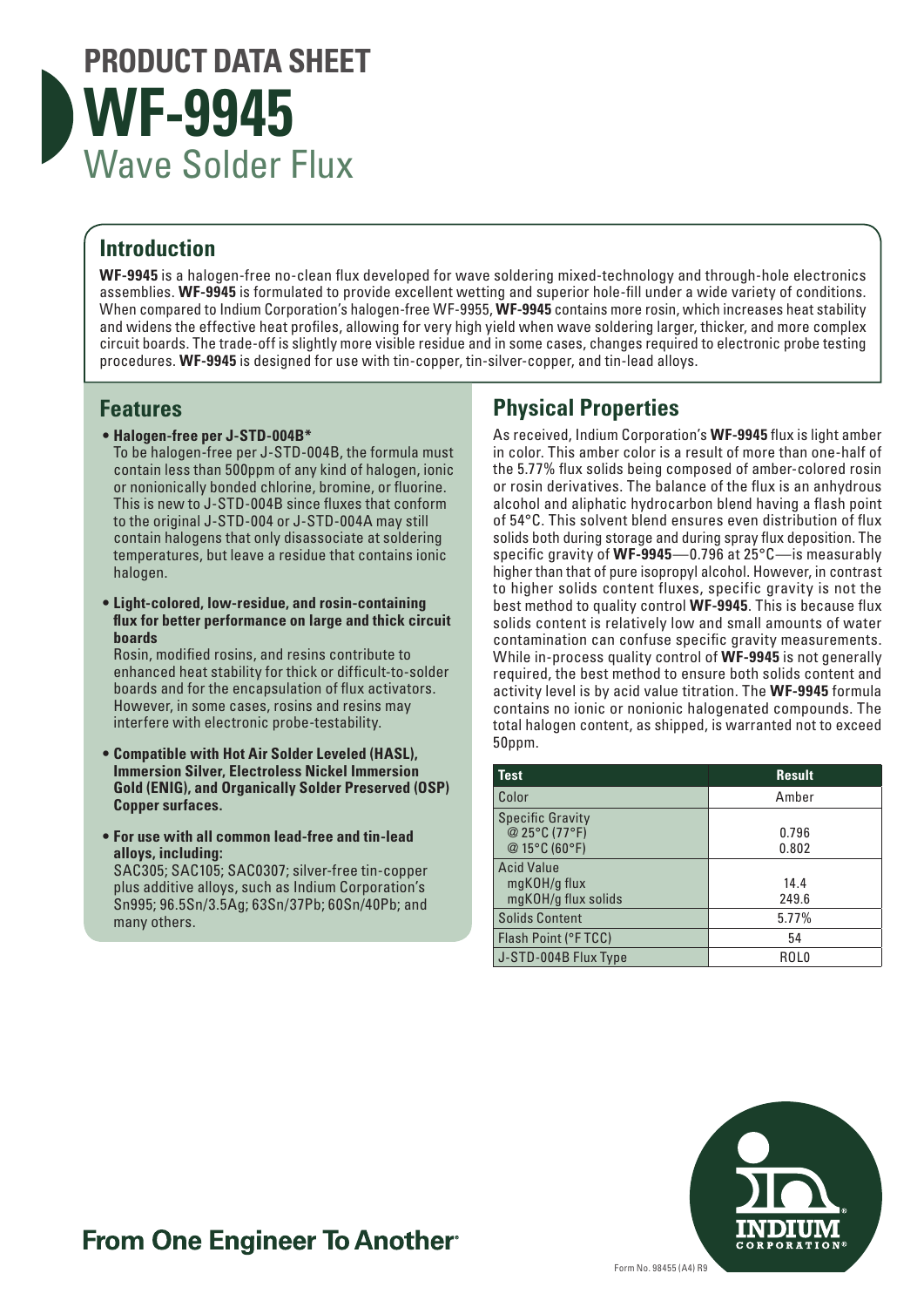# PRODUCT DATA SHEET

# WF-9945

## Wave Solder Flux

## Introduction

**WF-9945** is a halogen-free no-clean flux developed for wave soldering mixed-technology and through-hole electronics assemblies. **WF-9945** is formulated to provide excellent wetting and superior hole-fill under a wide variety of conditions. When compared to Indium Corporation's halogen-free WF-9955, **WF-9945** contains more rosin, which increases heat stability and widens the effective heat profiles, allowing for very high yield when wave soldering larger, thicker, and more complex circuit boards. The trade-off is slightly more visible residue and in some cases, changes required to electronic probe testing procedures. **WF-9945** is designed for use with tin-copper, tin-silver-copper, and tin-lead alloys.

## Features

- **Halogen-free per J-STD-004B***
  To be halogen-free per J-STD-004B, the formula must contain less than 500ppm of any kind of halogen, ionic or nonionically bonded chlorine, bromine, or fluorine. This is new to J-STD-004B since fluxes that conform to the original J-STD-004 or J-STD-004A may still contain halogens that only disassociate at soldering temperatures, but leave a residue that contains ionic halogen.
- **Light-colored, low-residue, and rosin-containing flux for better performance on large and thick circuit boards**
  Rosin, modified rosins, and resins contribute to enhanced heat stability for thick or difficult-to-solder boards and for the encapsulation of flux activators. However, in some cases, rosins and resins may interfere with electronic probe-testability.
- **Compatible with Hot Air Solder Leveled (HASL), Immersion Silver, Electroless Nickel Immersion Gold (ENIG), and Organically Solder Preserved (OSP) Copper surfaces.**
- **For use with all common lead-free and tin-lead alloys, including:**
  SAC305; SAC105; SAC0307; silver-free tin-copper plus additive alloys, such as Indium Corporation's Sn995; 96.5Sn/3.5Ag; 63Sn/37Pb; 60Sn/40Pb; and many others.

## Physical Properties

As received, Indium Corporation's **WF-9945** flux is light amber in color. This amber color is a result of more than one-half of the 5.77% flux solids being composed of amber-colored rosin or rosin derivatives. The balance of the flux is an anhydrous alcohol and aliphatic hydrocarbon blend having a flash point of 54°C. This solvent blend ensures even distribution of flux solids both during storage and during spray flux deposition. The specific gravity of **WF-9945**—0.796 at 25°C—is measurably higher than that of pure isopropyl alcohol. However, in contrast to higher solids content fluxes, specific gravity is not the best method to quality control **WF-9945**. This is because flux solids content is relatively low and small amounts of water contamination can confuse specific gravity measurements. While in-process quality control of **WF-9945** is not generally required, the best method to ensure both solids content and activity level is by acid value titration. The **WF-9945** formula contains no ionic or nonionic halogenated compounds. The total halogen content, as shipped, is warranted not to exceed 50ppm.

| Test | Result |
|---|---|
| Color | Amber |
| Specific Gravity<br>@ 25°C (77°F)<br>@ 15°C (60°F) | <br>0.796<br>0.802 |
| Acid Value<br>mgKOH/g flux<br>mgKOH/g flux solids | <br>14.4<br>249.6 |
| Solids Content | 5.77% |
| Flash Point (°F TCC) | 54 |
| J-STD-004B Flux Type | ROL0 |

**From One Engineer To Another®**

Form No. 98455 (A4) R9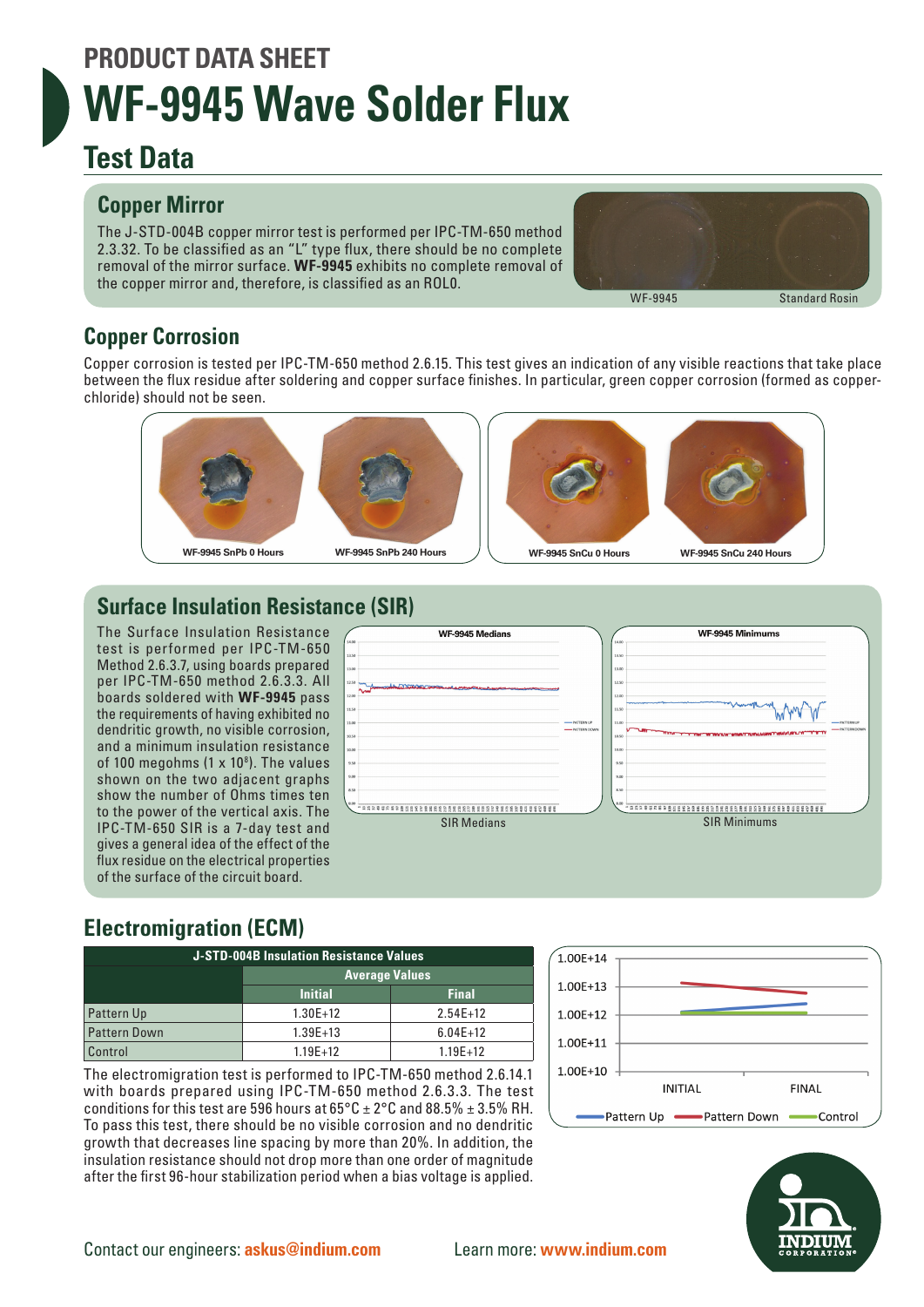# PRODUCT DATA SHEET

# WF-9945 Wave Solder Flux

## Test Data

### Copper Mirror

The J-STD-004B copper mirror test is performed per IPC-TM-650 method 2.3.32. To be classified as an "L" type flux, there should be no complete removal of the mirror surface. **WF-9945** exhibits no complete removal of the copper mirror and, therefore, is classified as an ROL0.

WF-9945 Standard Rosin

### Copper Corrosion

Copper corrosion is tested per IPC-TM-650 method 2.6.15. This test gives an indication of any visible reactions that take place between the flux residue after soldering and copper surface finishes. In particular, green copper corrosion (formed as copper-chloride) should not be seen.

WF-9945 SnPb 0 Hours | WF-9945 SnPb 240 Hours | WF-9945 SnCu 0 Hours | WF-9945 SnCu 240 Hours

### Surface Insulation Resistance (SIR)

The Surface Insulation Resistance test is performed per IPC-TM-650 Method 2.6.3.7, using boards prepared per IPC-TM-650 method 2.6.3.3. All boards soldered with **WF-9945** pass the requirements of having exhibited no dendritic growth, no visible corrosion, and a minimum insulation resistance of 100 megohms (1 x $10^8$). The values shown on the two adjacent graphs show the number of Ohms times ten to the power of the vertical axis. The IPC-TM-650 SIR is a 7-day test and gives a general idea of the effect of the flux residue on the electrical properties of the surface of the circuit board.

WF-9945 Medians

SIR Medians

WF-9945 Minimums

SIR Minimums

### Electromigration (ECM)

| J-STD-004B Insulation Resistance Values | | |
|---|---|---|
| | Average Values | |
| | Initial | Final |
| Pattern Up | 1.30E+12 | 2.54E+12 |
| Pattern Down | 1.39E+13 | 6.04E+12 |
| Control | 1.19E+12 | 1.19E+12 |

The electromigration test is performed to IPC-TM-650 method 2.6.14.1 with boards prepared using IPC-TM-650 method 2.6.3.3. The test conditions for this test are 596 hours at 65°C ± 2°C and 88.5% ± 3.5% RH. To pass this test, there should be no visible corrosion and no dendritic growth that decreases line spacing by more than 20%. In addition, the insulation resistance should not drop more than one order of magnitude after the first 96-hour stabilization period when a bias voltage is applied.

Contact our engineers: **askus@indium.com** Learn more: **www.indium.com**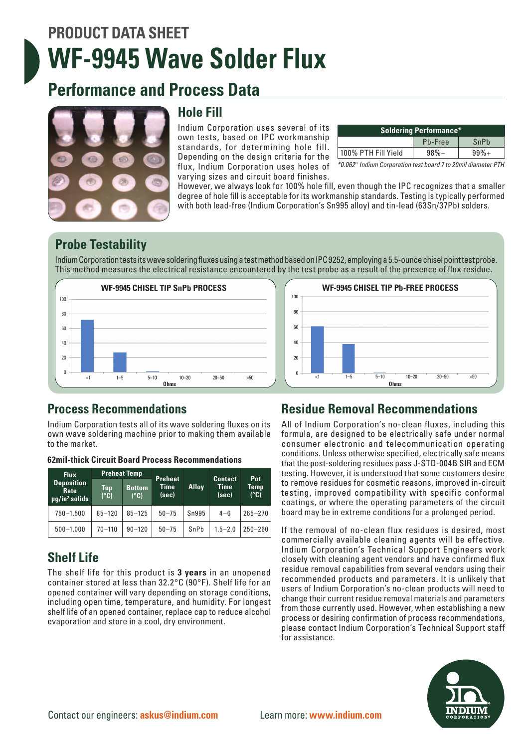PRODUCT DATA SHEET

# WF-9945 Wave Solder Flux

## Performance and Process Data

### Hole Fill

Indium Corporation uses several of its own tests, based on IPC workmanship standards, for determining hole fill. Depending on the design criteria for the flux, Indium Corporation uses holes of varying sizes and circuit board finishes. However, we always look for 100% hole fill, even though the IPC recognizes that a smaller degree of hole fill is acceptable for its workmanship standards. Testing is typically performed with both lead-free (Indium Corporation's Sn995 alloy) and tin-lead (63Sn/37Pb) solders.

| Soldering Performance* | | |
|---|---|---|
| | Pb-Free | SnPb |
| 100% PTH Fill Yield | 98%+ | 99%+ |

*0.062" Indium Corporation test board 7 to 20mil diameter PTH

### Probe Testability

Indium Corporation tests its wave soldering fluxes using a test method based on IPC 9252, employing a 5.5-ounce chisel point test probe. This method measures the electrical resistance encountered by the test probe as a result of the presence of flux residue.

WF-9945 CHISEL TIP SnPb PROCESS

WF-9945 CHISEL TIP Pb-FREE PROCESS

### Process Recommendations

Indium Corporation tests all of its wave soldering fluxes on its own wave soldering machine prior to making them available to the market.

**62mil-thick Circuit Board Process Recommendations**

| Flux Deposition Rate µg/in² solids | Preheat Temp | | Preheat Time (sec) | Alloy | Contact Time (sec) | Pot Temp (°C) |
|---|---|---|---|---|---|---|
| | Top (°C) | Bottom (°C) | | | | |
| 750–1,500 | 85–120 | 85–125 | 50–75 | Sn995 | 4–6 | 265–270 |
| 500–1,000 | 70–110 | 90–120 | 50–75 | SnPb | 1.5–2.0 | 250–260 |

### Shelf Life

The shelf life for this product is **3 years** in an unopened container stored at less than 32.2°C (90°F). Shelf life for an opened container will vary depending on storage conditions, including open time, temperature, and humidity. For longest shelf life of an opened container, replace cap to reduce alcohol evaporation and store in a cool, dry environment.

### Residue Removal Recommendations

All of Indium Corporation's no-clean fluxes, including this formula, are designed to be electrically safe under normal consumer electronic and telecommunication operating conditions. Unless otherwise specified, electrically safe means that the post-soldering residues pass J-STD-004B SIR and ECM testing. However, it is understood that some customers desire to remove residues for cosmetic reasons, improved in-circuit testing, improved compatibility with specific conformal coatings, or where the operating parameters of the circuit board may be in extreme conditions for a prolonged period.

If the removal of no-clean flux residues is desired, most commercially available cleaning agents will be effective. Indium Corporation's Technical Support Engineers work closely with cleaning agent vendors and have confirmed flux residue removal capabilities from several vendors using their recommended products and parameters. It is unlikely that users of Indium Corporation's no-clean products will need to change their current residue removal materials and parameters from those currently used. However, when establishing a new process or desiring confirmation of process recommendations, please contact Indium Corporation's Technical Support staff for assistance.

Contact our engineers: **askus@indium.com**

Learn more: **www.indium.com**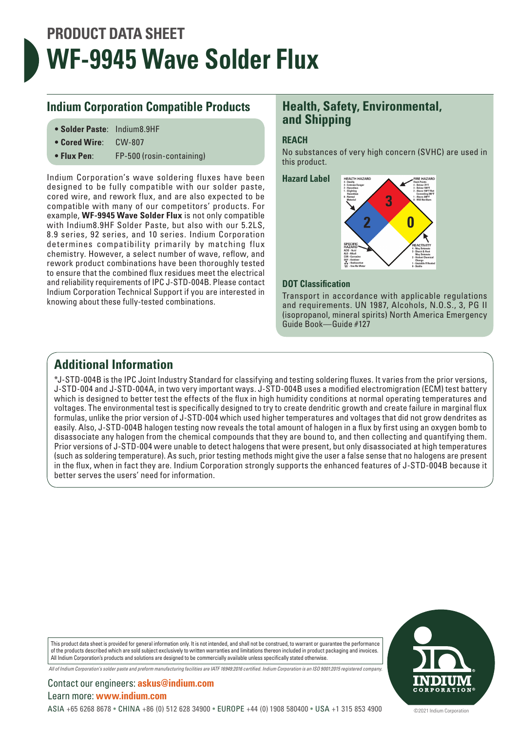# PRODUCT DATA SHEET
# WF-9945 Wave Solder Flux

## Indium Corporation Compatible Products

- **Solder Paste**: Indium8.9HF
- **Cored Wire**: CW-807
- **Flux Pen**: FP-500 (rosin-containing)

Indium Corporation's wave soldering fluxes have been designed to be fully compatible with our solder paste, cored wire, and rework flux, and are also expected to be compatible with many of our competitors' products. For example, **WF-9945 Wave Solder Flux** is not only compatible with Indium8.9HF Solder Paste, but also with our 5.2LS, 8.9 series, 92 series, and 10 series. Indium Corporation determines compatibility primarily by matching flux chemistry. However, a select number of wave, reflow, and rework product combinations have been thoroughly tested to ensure that the combined flux residues meet the electrical and reliability requirements of IPC J-STD-004B. Please contact Indium Corporation Technical Support if you are interested in knowing about these fully-tested combinations.

## Health, Safety, Environmental, and Shipping

### REACH

No substances of very high concern (SVHC) are used in this product.

### Hazard Label

HEALTH HAZARD: 2
FIRE HAZARD: 3
REACTIVITY: 0
SPECIFIC HAZARD

### DOT Classification

Transport in accordance with applicable regulations and requirements. UN 1987, Alcohols, N.O.S., 3, PG II (isopropanol, mineral spirits) North America Emergency Guide Book—Guide #127

## Additional Information

*J-STD-004B is the IPC Joint Industry Standard for classifying and testing soldering fluxes. It varies from the prior versions, J-STD-004 and J-STD-004A, in two very important ways. J-STD-004B uses a modified electromigration (ECM) test battery which is designed to better test the effects of the flux in high humidity conditions at normal operating temperatures and voltages. The environmental test is specifically designed to try to create dendritic growth and create failure in marginal flux formulas, unlike the prior version of J-STD-004 which used higher temperatures and voltages that did not grow dendrites as easily. Also, J-STD-004B halogen testing now reveals the total amount of halogen in a flux by first using an oxygen bomb to disassociate any halogen from the chemical compounds that they are bound to, and then collecting and quantifying them. Prior versions of J-STD-004 were unable to detect halogens that were present, but only disassociated at high temperatures (such as soldering temperature). As such, prior testing methods might give the user a false sense that no halogens are present in the flux, when in fact they are. Indium Corporation strongly supports the enhanced features of J-STD-004B because it better serves the users' need for information.

This product data sheet is provided for general information only. It is not intended, and shall not be construed, to warrant or guarantee the performance of the products described which are sold subject exclusively to written warranties and limitations thereon included in product packaging and invoices. All Indium Corporation's products and solutions are designed to be commercially available unless specifically stated otherwise.

*All of Indium Corporation's solder paste and preform manufacturing facilities are IATF 16949:2016 certified. Indium Corporation is an ISO 9001:2015 registered company.*

Contact our engineers: **askus@indium.com**
Learn more: **www.indium.com**

ASIA +65 6268 8678 • CHINA +86 (0) 512 628 34900 • EUROPE +44 (0) 1908 580400 • USA +1 315 853 4900

INDIUM CORPORATION®

©2021 Indium Corporation